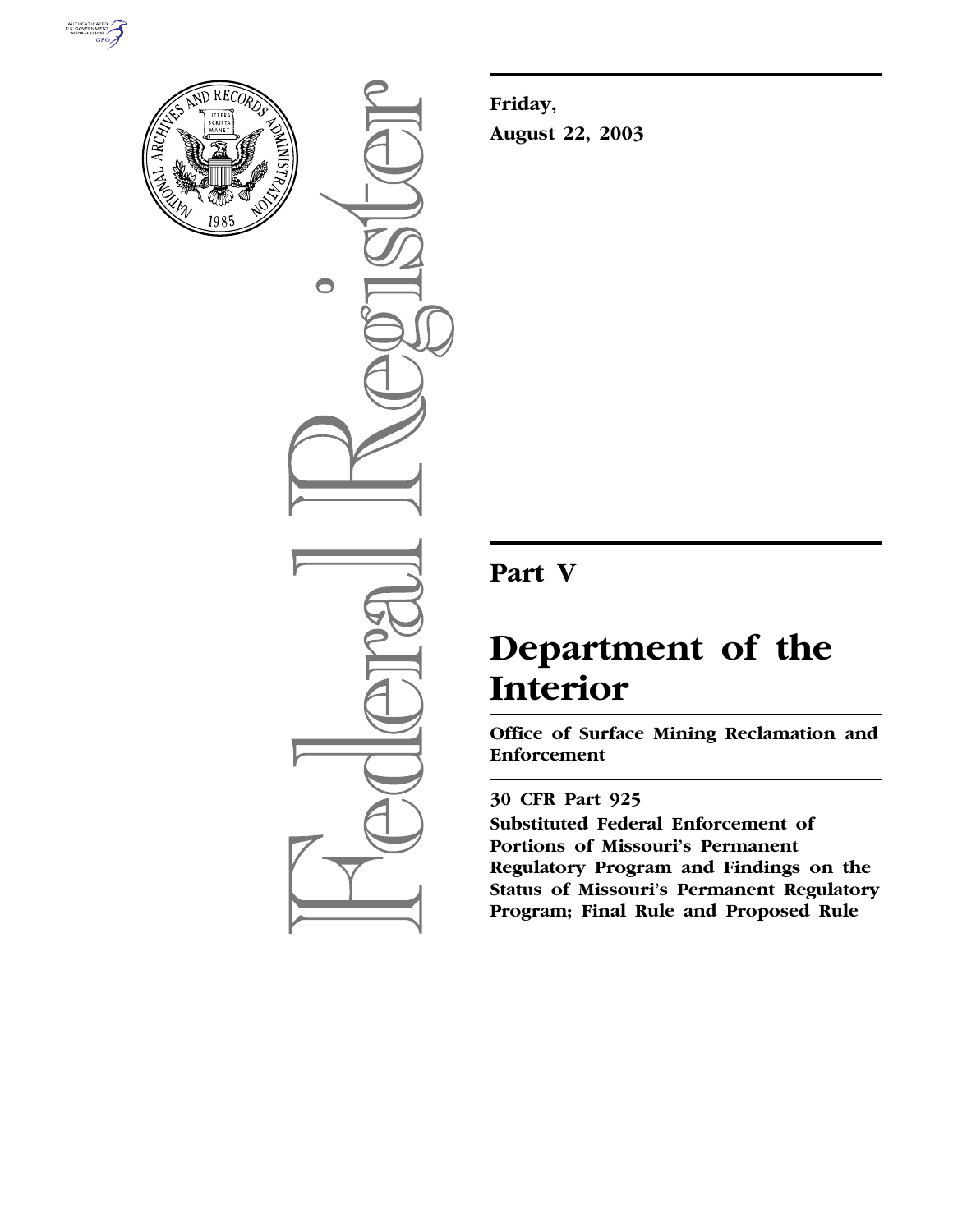**Friday,**

**August 22, 2003**

# Part V

# Department of the Interior

**Office of Surface Mining Reclamation and Enforcement**

---

**30 CFR Part 925**

**Substituted Federal Enforcement of Portions of Missouri's Permanent Regulatory Program and Findings on the Status of Missouri's Permanent Regulatory Program; Final Rule and Proposed Rule**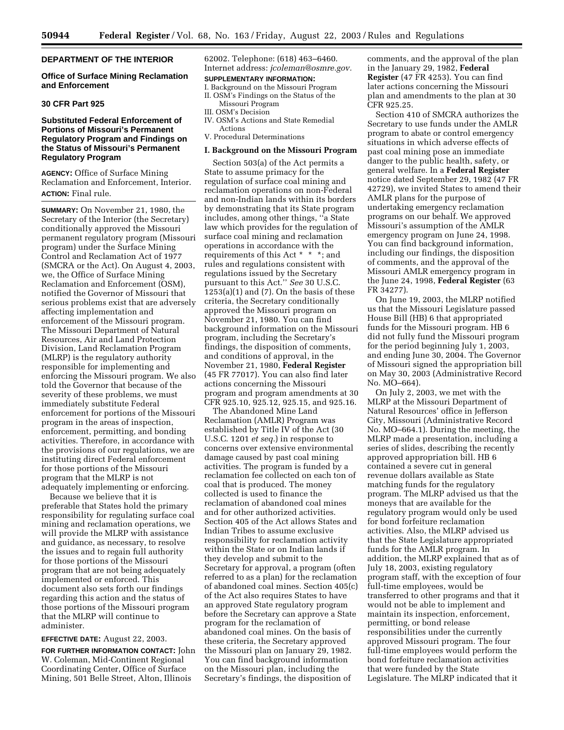## DEPARTMENT OF THE INTERIOR

### Office of Surface Mining Reclamation and Enforcement

### 30 CFR Part 925

### Substituted Federal Enforcement of Portions of Missouri's Permanent Regulatory Program and Findings on the Status of Missouri's Permanent Regulatory Program

**AGENCY:** Office of Surface Mining Reclamation and Enforcement, Interior.

**ACTION:** Final rule.

**SUMMARY:** On November 21, 1980, the Secretary of the Interior (the Secretary) conditionally approved the Missouri permanent regulatory program (Missouri program) under the Surface Mining Control and Reclamation Act of 1977 (SMCRA or the Act). On August 4, 2003, we, the Office of Surface Mining Reclamation and Enforcement (OSM), notified the Governor of Missouri that serious problems exist that are adversely affecting implementation and enforcement of the Missouri program. The Missouri Department of Natural Resources, Air and Land Protection Division, Land Reclamation Program (MLRP) is the regulatory authority responsible for implementing and enforcing the Missouri program. We also told the Governor that because of the severity of these problems, we must immediately substitute Federal enforcement for portions of the Missouri program in the areas of inspection, enforcement, permitting, and bonding activities. Therefore, in accordance with the provisions of our regulations, we are instituting direct Federal enforcement for those portions of the Missouri program that the MLRP is not adequately implementing or enforcing.

Because we believe that it is preferable that States hold the primary responsibility for regulating surface coal mining and reclamation operations, we will provide the MLRP with assistance and guidance, as necessary, to resolve the issues and to regain full authority for those portions of the Missouri program that are not being adequately implemented or enforced. This document also sets forth our findings regarding this action and the status of those portions of the Missouri program that the MLRP will continue to administer.

**EFFECTIVE DATE:** August 22, 2003.

**FOR FURTHER INFORMATION CONTACT:** John W. Coleman, Mid-Continent Regional Coordinating Center, Office of Surface Mining, 501 Belle Street, Alton, Illinois 62002. Telephone: (618) 463–6460. Internet address: *jcoleman@osmre.gov.*

**SUPPLEMENTARY INFORMATION:**

I. Background on the Missouri Program
II. OSM's Findings on the Status of the Missouri Program
III. OSM's Decision
IV. OSM's Actions and State Remedial Actions
V. Procedural Determinations

## I. Background on the Missouri Program

Section 503(a) of the Act permits a State to assume primacy for the regulation of surface coal mining and reclamation operations on non-Federal and non-Indian lands within its borders by demonstrating that its State program includes, among other things, ''a State law which provides for the regulation of surface coal mining and reclamation operations in accordance with the requirements of this Act * * *; and rules and regulations consistent with regulations issued by the Secretary pursuant to this Act.'' *See* 30 U.S.C. 1253(a)(1) and (7). On the basis of these criteria, the Secretary conditionally approved the Missouri program on November 21, 1980. You can find background information on the Missouri program, including the Secretary's findings, the disposition of comments, and conditions of approval, in the November 21, 1980, **Federal Register** (45 FR 77017). You can also find later actions concerning the Missouri program and program amendments at 30 CFR 925.10, 925.12, 925.15, and 925.16.

The Abandoned Mine Land Reclamation (AMLR) Program was established by Title IV of the Act (30 U.S.C. 1201 *et seq.*) in response to concerns over extensive environmental damage caused by past coal mining activities. The program is funded by a reclamation fee collected on each ton of coal that is produced. The money collected is used to finance the reclamation of abandoned coal mines and for other authorized activities. Section 405 of the Act allows States and Indian Tribes to assume exclusive responsibility for reclamation activity within the State or on Indian lands if they develop and submit to the Secretary for approval, a program (often referred to as a plan) for the reclamation of abandoned coal mines. Section 405(c) of the Act also requires States to have an approved State regulatory program before the Secretary can approve a State program for the reclamation of abandoned coal mines. On the basis of these criteria, the Secretary approved the Missouri plan on January 29, 1982. You can find background information on the Missouri plan, including the Secretary's findings, the disposition of comments, and the approval of the plan in the January 29, 1982, **Federal Register** (47 FR 4253). You can find later actions concerning the Missouri plan and amendments to the plan at 30 CFR 925.25.

Section 410 of SMCRA authorizes the Secretary to use funds under the AMLR program to abate or control emergency situations in which adverse effects of past coal mining pose an immediate danger to the public health, safety, or general welfare. In a **Federal Register** notice dated September 29, 1982 (47 FR 42729), we invited States to amend their AMLR plans for the purpose of undertaking emergency reclamation programs on our behalf. We approved Missouri's assumption of the AMLR emergency program on June 24, 1998. You can find background information, including our findings, the disposition of comments, and the approval of the Missouri AMLR emergency program in the June 24, 1998, **Federal Register** (63 FR 34277).

On June 19, 2003, the MLRP notified us that the Missouri Legislature passed House Bill (HB) 6 that appropriated funds for the Missouri program. HB 6 did not fully fund the Missouri program for the period beginning July 1, 2003, and ending June 30, 2004. The Governor of Missouri signed the appropriation bill on May 30, 2003 (Administrative Record No. MO–664).

On July 2, 2003, we met with the MLRP at the Missouri Department of Natural Resources' office in Jefferson City, Missouri (Administrative Record No. MO–664.1). During the meeting, the MLRP made a presentation, including a series of slides, describing the recently approved appropriation bill. HB 6 contained a severe cut in general revenue dollars available as State matching funds for the regulatory program. The MLRP advised us that the moneys that are available for the regulatory program would only be used for bond forfeiture reclamation activities. Also, the MLRP advised us that the State Legislature appropriated funds for the AMLR program. In addition, the MLRP explained that as of July 18, 2003, existing regulatory program staff, with the exception of four full-time employees, would be transferred to other programs and that it would not be able to implement and maintain its inspection, enforcement, permitting, or bond release responsibilities under the currently approved Missouri program. The four full-time employees would perform the bond forfeiture reclamation activities that were funded by the State Legislature. The MLRP indicated that it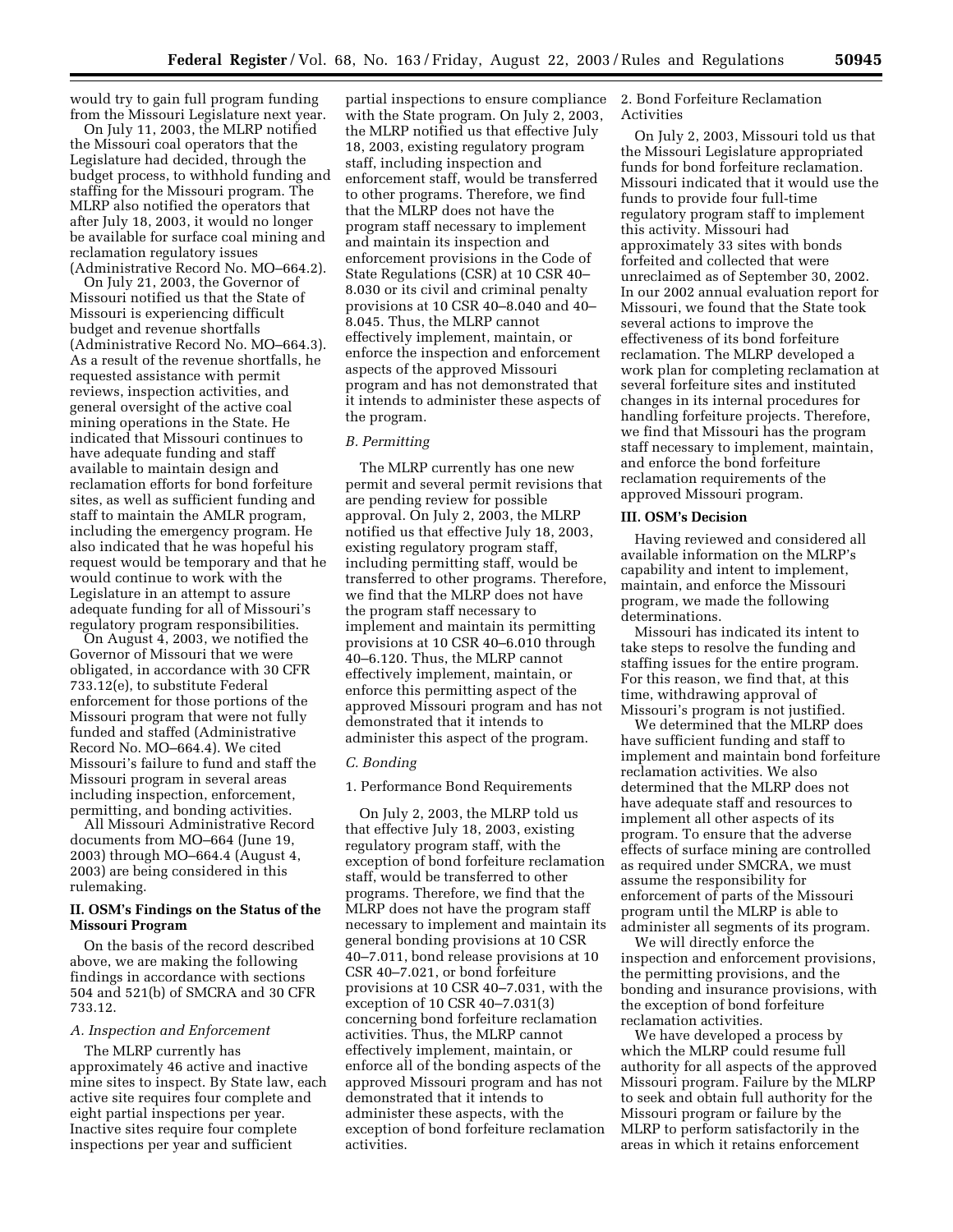would try to gain full program funding from the Missouri Legislature next year.

On July 11, 2003, the MLRP notified the Missouri coal operators that the Legislature had decided, through the budget process, to withhold funding and staffing for the Missouri program. The MLRP also notified the operators that after July 18, 2003, it would no longer be available for surface coal mining and reclamation regulatory issues (Administrative Record No. MO–664.2).

On July 21, 2003, the Governor of Missouri notified us that the State of Missouri is experiencing difficult budget and revenue shortfalls (Administrative Record No. MO–664.3). As a result of the revenue shortfalls, he requested assistance with permit reviews, inspection activities, and general oversight of the active coal mining operations in the State. He indicated that Missouri continues to have adequate funding and staff available to maintain design and reclamation efforts for bond forfeiture sites, as well as sufficient funding and staff to maintain the AMLR program, including the emergency program. He also indicated that he was hopeful his request would be temporary and that he would continue to work with the Legislature in an attempt to assure adequate funding for all of Missouri's regulatory program responsibilities.

On August 4, 2003, we notified the Governor of Missouri that we were obligated, in accordance with 30 CFR 733.12(e), to substitute Federal enforcement for those portions of the Missouri program that were not fully funded and staffed (Administrative Record No. MO–664.4). We cited Missouri's failure to fund and staff the Missouri program in several areas including inspection, enforcement, permitting, and bonding activities.

All Missouri Administrative Record documents from MO–664 (June 19, 2003) through MO–664.4 (August 4, 2003) are being considered in this rulemaking.

## II. OSM's Findings on the Status of the Missouri Program

On the basis of the record described above, we are making the following findings in accordance with sections 504 and 521(b) of SMCRA and 30 CFR 733.12.

### *A. Inspection and Enforcement*

The MLRP currently has approximately 46 active and inactive mine sites to inspect. By State law, each active site requires four complete and eight partial inspections per year. Inactive sites require four complete inspections per year and sufficient partial inspections to ensure compliance with the State program. On July 2, 2003, the MLRP notified us that effective July 18, 2003, existing regulatory program staff, including inspection and enforcement staff, would be transferred to other programs. Therefore, we find that the MLRP does not have the program staff necessary to implement and maintain its inspection and enforcement provisions in the Code of State Regulations (CSR) at 10 CSR 40–8.030 or its civil and criminal penalty provisions at 10 CSR 40–8.040 and 40–8.045. Thus, the MLRP cannot effectively implement, maintain, or enforce the inspection and enforcement aspects of the approved Missouri program and has not demonstrated that it intends to administer these aspects of the program.

### *B. Permitting*

The MLRP currently has one new permit and several permit revisions that are pending review for possible approval. On July 2, 2003, the MLRP notified us that effective July 18, 2003, existing regulatory program staff, including permitting staff, would be transferred to other programs. Therefore, we find that the MLRP does not have the program staff necessary to implement and maintain its permitting provisions at 10 CSR 40–6.010 through 40–6.120. Thus, the MLRP cannot effectively implement, maintain, or enforce this permitting aspect of the approved Missouri program and has not demonstrated that it intends to administer this aspect of the program.

### *C. Bonding*

#### 1. Performance Bond Requirements

On July 2, 2003, the MLRP told us that effective July 18, 2003, existing regulatory program staff, with the exception of bond forfeiture reclamation staff, would be transferred to other programs. Therefore, we find that the MLRP does not have the program staff necessary to implement and maintain its general bonding provisions at 10 CSR 40–7.011, bond release provisions at 10 CSR 40–7.021, or bond forfeiture provisions at 10 CSR 40–7.031, with the exception of 10 CSR 40–7.031(3) concerning bond forfeiture reclamation activities. Thus, the MLRP cannot effectively implement, maintain, or enforce all of the bonding aspects of the approved Missouri program and has not demonstrated that it intends to administer these aspects, with the exception of bond forfeiture reclamation activities.

#### 2. Bond Forfeiture Reclamation Activities

On July 2, 2003, Missouri told us that the Missouri Legislature appropriated funds for bond forfeiture reclamation. Missouri indicated that it would use the funds to provide four full-time regulatory program staff to implement this activity. Missouri had approximately 33 sites with bonds forfeited and collected that were unreclaimed as of September 30, 2002. In our 2002 annual evaluation report for Missouri, we found that the State took several actions to improve the effectiveness of its bond forfeiture reclamation. The MLRP developed a work plan for completing reclamation at several forfeiture sites and instituted changes in its internal procedures for handling forfeiture projects. Therefore, we find that Missouri has the program staff necessary to implement, maintain, and enforce the bond forfeiture reclamation requirements of the approved Missouri program.

## III. OSM's Decision

Having reviewed and considered all available information on the MLRP's capability and intent to implement, maintain, and enforce the Missouri program, we made the following determinations.

Missouri has indicated its intent to take steps to resolve the funding and staffing issues for the entire program. For this reason, we find that, at this time, withdrawing approval of Missouri's program is not justified.

We determined that the MLRP does have sufficient funding and staff to implement and maintain bond forfeiture reclamation activities. We also determined that the MLRP does not have adequate staff and resources to implement all other aspects of its program. To ensure that the adverse effects of surface mining are controlled as required under SMCRA, we must assume the responsibility for enforcement of parts of the Missouri program until the MLRP is able to administer all segments of its program.

We will directly enforce the inspection and enforcement provisions, the permitting provisions, and the bonding and insurance provisions, with the exception of bond forfeiture reclamation activities.

We have developed a process by which the MLRP could resume full authority for all aspects of the approved Missouri program. Failure by the MLRP to seek and obtain full authority for the Missouri program or failure by the MLRP to perform satisfactorily in the areas in which it retains enforcement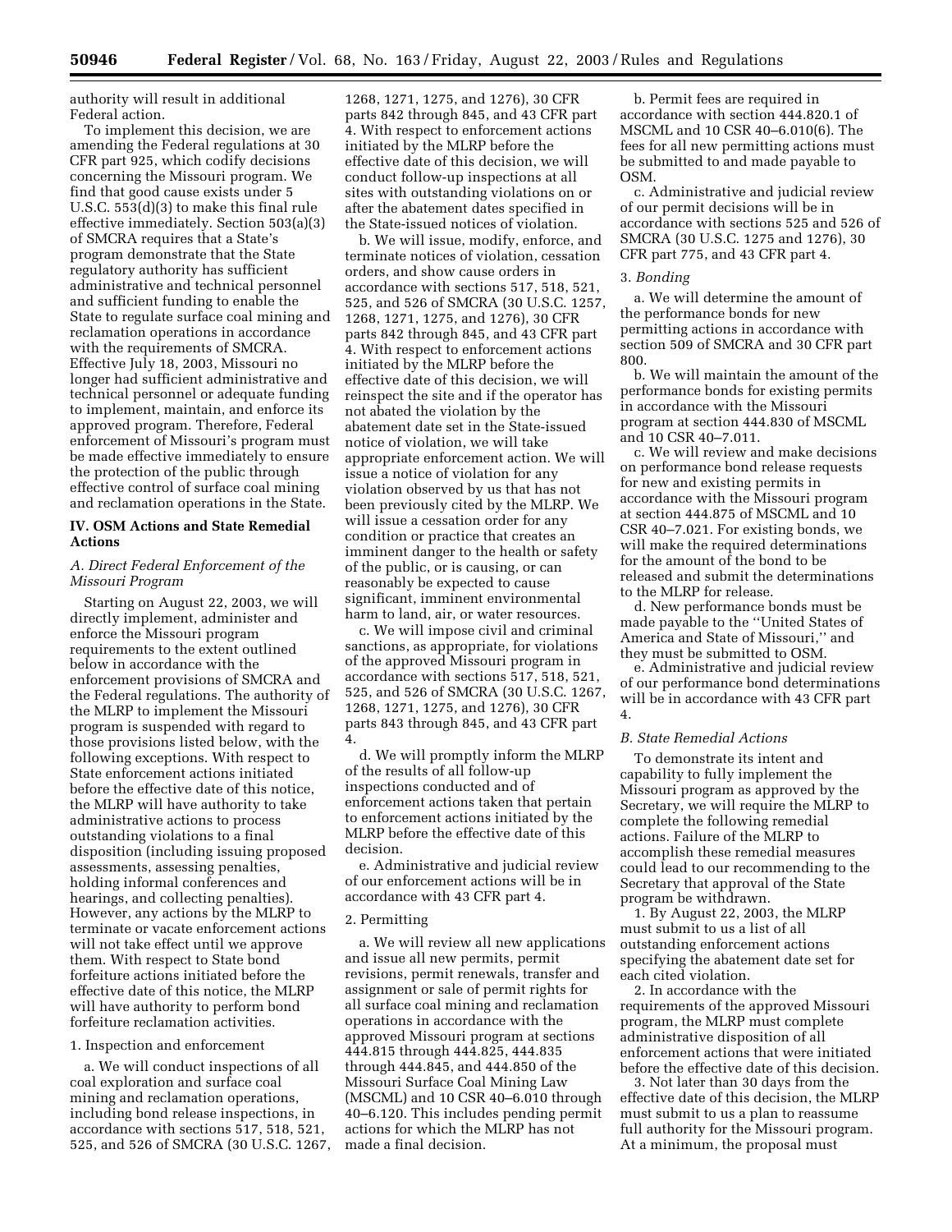authority will result in additional Federal action.

To implement this decision, we are amending the Federal regulations at 30 CFR part 925, which codify decisions concerning the Missouri program. We find that good cause exists under 5 U.S.C. 553(d)(3) to make this final rule effective immediately. Section 503(a)(3) of SMCRA requires that a State's program demonstrate that the State regulatory authority has sufficient administrative and technical personnel and sufficient funding to enable the State to regulate surface coal mining and reclamation operations in accordance with the requirements of SMCRA. Effective July 18, 2003, Missouri no longer had sufficient administrative and technical personnel or adequate funding to implement, maintain, and enforce its approved program. Therefore, Federal enforcement of Missouri's program must be made effective immediately to ensure the protection of the public through effective control of surface coal mining and reclamation operations in the State.

## IV. OSM Actions and State Remedial Actions

### *A. Direct Federal Enforcement of the Missouri Program*

Starting on August 22, 2003, we will directly implement, administer and enforce the Missouri program requirements to the extent outlined below in accordance with the enforcement provisions of SMCRA and the Federal regulations. The authority of the MLRP to implement the Missouri program is suspended with regard to those provisions listed below, with the following exceptions. With respect to State enforcement actions initiated before the effective date of this notice, the MLRP will have authority to take administrative actions to process outstanding violations to a final disposition (including issuing proposed assessments, assessing penalties, holding informal conferences and hearings, and collecting penalties). However, any actions by the MLRP to terminate or vacate enforcement actions will not take effect until we approve them. With respect to State bond forfeiture actions initiated before the effective date of this notice, the MLRP will have authority to perform bond forfeiture reclamation activities.

1. Inspection and enforcement

a. We will conduct inspections of all coal exploration and surface coal mining and reclamation operations, including bond release inspections, in accordance with sections 517, 518, 521, 525, and 526 of SMCRA (30 U.S.C. 1267, 1268, 1271, 1275, and 1276), 30 CFR parts 842 through 845, and 43 CFR part 4. With respect to enforcement actions initiated by the MLRP before the effective date of this decision, we will conduct follow-up inspections at all sites with outstanding violations on or after the abatement dates specified in the State-issued notices of violation.

b. We will issue, modify, enforce, and terminate notices of violation, cessation orders, and show cause orders in accordance with sections 517, 518, 521, 525, and 526 of SMCRA (30 U.S.C. 1257, 1268, 1271, 1275, and 1276), 30 CFR parts 842 through 845, and 43 CFR part 4. With respect to enforcement actions initiated by the MLRP before the effective date of this decision, we will reinspect the site and if the operator has not abated the violation by the abatement date set in the State-issued notice of violation, we will take appropriate enforcement action. We will issue a notice of violation for any violation observed by us that has not been previously cited by the MLRP. We will issue a cessation order for any condition or practice that creates an imminent danger to the health or safety of the public, or is causing, or can reasonably be expected to cause significant, imminent environmental harm to land, air, or water resources.

c. We will impose civil and criminal sanctions, as appropriate, for violations of the approved Missouri program in accordance with sections 517, 518, 521, 525, and 526 of SMCRA (30 U.S.C. 1267, 1268, 1271, 1275, and 1276), 30 CFR parts 843 through 845, and 43 CFR part 4.

d. We will promptly inform the MLRP of the results of all follow-up inspections conducted and of enforcement actions taken that pertain to enforcement actions initiated by the MLRP before the effective date of this decision.

e. Administrative and judicial review of our enforcement actions will be in accordance with 43 CFR part 4.

2. Permitting

a. We will review all new applications and issue all new permits, permit revisions, permit renewals, transfer and assignment or sale of permit rights for all surface coal mining and reclamation operations in accordance with the approved Missouri program at sections 444.815 through 444.825, 444.835 through 444.845, and 444.850 of the Missouri Surface Coal Mining Law (MSCML) and 10 CSR 40–6.010 through 40–6.120. This includes pending permit actions for which the MLRP has not made a final decision.

b. Permit fees are required in accordance with section 444.820.1 of MSCML and 10 CSR 40–6.010(6). The fees for all new permitting actions must be submitted to and made payable to OSM.

c. Administrative and judicial review of our permit decisions will be in accordance with sections 525 and 526 of SMCRA (30 U.S.C. 1275 and 1276), 30 CFR part 775, and 43 CFR part 4.

3. *Bonding*

a. We will determine the amount of the performance bonds for new permitting actions in accordance with section 509 of SMCRA and 30 CFR part 800.

b. We will maintain the amount of the performance bonds for existing permits in accordance with the Missouri program at section 444.830 of MSCML and 10 CSR 40–7.011.

c. We will review and make decisions on performance bond release requests for new and existing permits in accordance with the Missouri program at section 444.875 of MSCML and 10 CSR 40–7.021. For existing bonds, we will make the required determinations for the amount of the bond to be released and submit the determinations to the MLRP for release.

d. New performance bonds must be made payable to the "United States of America and State of Missouri," and they must be submitted to OSM.

e. Administrative and judicial review of our performance bond determinations will be in accordance with 43 CFR part 4.

### *B. State Remedial Actions*

To demonstrate its intent and capability to fully implement the Missouri program as approved by the Secretary, we will require the MLRP to complete the following remedial actions. Failure of the MLRP to accomplish these remedial measures could lead to our recommending to the Secretary that approval of the State program be withdrawn.

1. By August 22, 2003, the MLRP must submit to us a list of all outstanding enforcement actions specifying the abatement date set for each cited violation.

2. In accordance with the requirements of the approved Missouri program, the MLRP must complete administrative disposition of all enforcement actions that were initiated before the effective date of this decision.

3. Not later than 30 days from the effective date of this decision, the MLRP must submit to us a plan to reassume full authority for the Missouri program. At a minimum, the proposal must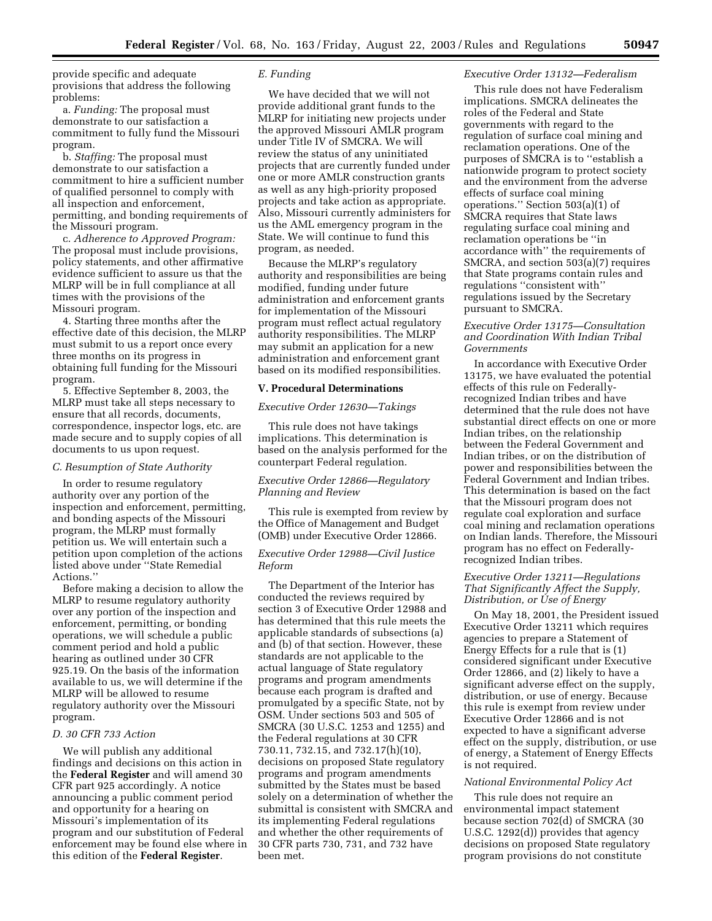provide specific and adequate provisions that address the following problems:

a. *Funding:* The proposal must demonstrate to our satisfaction a commitment to fully fund the Missouri program.

b. *Staffing:* The proposal must demonstrate to our satisfaction a commitment to hire a sufficient number of qualified personnel to comply with all inspection and enforcement, permitting, and bonding requirements of the Missouri program.

c. *Adherence to Approved Program:* The proposal must include provisions, policy statements, and other affirmative evidence sufficient to assure us that the MLRP will be in full compliance at all times with the provisions of the Missouri program.

4. Starting three months after the effective date of this decision, the MLRP must submit to us a report once every three months on its progress in obtaining full funding for the Missouri program.

5. Effective September 8, 2003, the MLRP must take all steps necessary to ensure that all records, documents, correspondence, inspector logs, etc. are made secure and to supply copies of all documents to us upon request.

### *C. Resumption of State Authority*

In order to resume regulatory authority over any portion of the inspection and enforcement, permitting, and bonding aspects of the Missouri program, the MLRP must formally petition us. We will entertain such a petition upon completion of the actions listed above under ''State Remedial Actions.''

Before making a decision to allow the MLRP to resume regulatory authority over any portion of the inspection and enforcement, permitting, or bonding operations, we will schedule a public comment period and hold a public hearing as outlined under 30 CFR 925.19. On the basis of the information available to us, we will determine if the MLRP will be allowed to resume regulatory authority over the Missouri program.

### *D. 30 CFR 733 Action*

We will publish any additional findings and decisions on this action in the **Federal Register** and will amend 30 CFR part 925 accordingly. A notice announcing a public comment period and opportunity for a hearing on Missouri's implementation of its program and our substitution of Federal enforcement may be found else where in this edition of the **Federal Register**.

### *E. Funding*

We have decided that we will not provide additional grant funds to the MLRP for initiating new projects under the approved Missouri AMLR program under Title IV of SMCRA. We will review the status of any uninitiated projects that are currently funded under one or more AMLR construction grants as well as any high-priority proposed projects and take action as appropriate. Also, Missouri currently administers for us the AML emergency program in the State. We will continue to fund this program, as needed.

Because the MLRP's regulatory authority and responsibilities are being modified, funding under future administration and enforcement grants for implementation of the Missouri program must reflect actual regulatory authority responsibilities. The MLRP may submit an application for a new administration and enforcement grant based on its modified responsibilities.

## V. Procedural Determinations

### *Executive Order 12630—Takings*

This rule does not have takings implications. This determination is based on the analysis performed for the counterpart Federal regulation.

### *Executive Order 12866—Regulatory Planning and Review*

This rule is exempted from review by the Office of Management and Budget (OMB) under Executive Order 12866.

### *Executive Order 12988—Civil Justice Reform*

The Department of the Interior has conducted the reviews required by section 3 of Executive Order 12988 and has determined that this rule meets the applicable standards of subsections (a) and (b) of that section. However, these standards are not applicable to the actual language of State regulatory programs and program amendments because each program is drafted and promulgated by a specific State, not by OSM. Under sections 503 and 505 of SMCRA (30 U.S.C. 1253 and 1255) and the Federal regulations at 30 CFR 730.11, 732.15, and 732.17(h)(10), decisions on proposed State regulatory programs and program amendments submitted by the States must be based solely on a determination of whether the submittal is consistent with SMCRA and its implementing Federal regulations and whether the other requirements of 30 CFR parts 730, 731, and 732 have been met.

### *Executive Order 13132—Federalism*

This rule does not have Federalism implications. SMCRA delineates the roles of the Federal and State governments with regard to the regulation of surface coal mining and reclamation operations. One of the purposes of SMCRA is to ''establish a nationwide program to protect society and the environment from the adverse effects of surface coal mining operations.'' Section 503(a)(1) of SMCRA requires that State laws regulating surface coal mining and reclamation operations be ''in accordance with'' the requirements of SMCRA, and section 503(a)(7) requires that State programs contain rules and regulations ''consistent with'' regulations issued by the Secretary pursuant to SMCRA.

### *Executive Order 13175—Consultation and Coordination With Indian Tribal Governments*

In accordance with Executive Order 13175, we have evaluated the potential effects of this rule on Federally-recognized Indian tribes and have determined that the rule does not have substantial direct effects on one or more Indian tribes, on the relationship between the Federal Government and Indian tribes, or on the distribution of power and responsibilities between the Federal Government and Indian tribes. This determination is based on the fact that the Missouri program does not regulate coal exploration and surface coal mining and reclamation operations on Indian lands. Therefore, the Missouri program has no effect on Federally-recognized Indian tribes.

### *Executive Order 13211—Regulations That Significantly Affect the Supply, Distribution, or Use of Energy*

On May 18, 2001, the President issued Executive Order 13211 which requires agencies to prepare a Statement of Energy Effects for a rule that is (1) considered significant under Executive Order 12866, and (2) likely to have a significant adverse effect on the supply, distribution, or use of energy. Because this rule is exempt from review under Executive Order 12866 and is not expected to have a significant adverse effect on the supply, distribution, or use of energy, a Statement of Energy Effects is not required.

### *National Environmental Policy Act*

This rule does not require an environmental impact statement because section 702(d) of SMCRA (30 U.S.C. 1292(d)) provides that agency decisions on proposed State regulatory program provisions do not constitute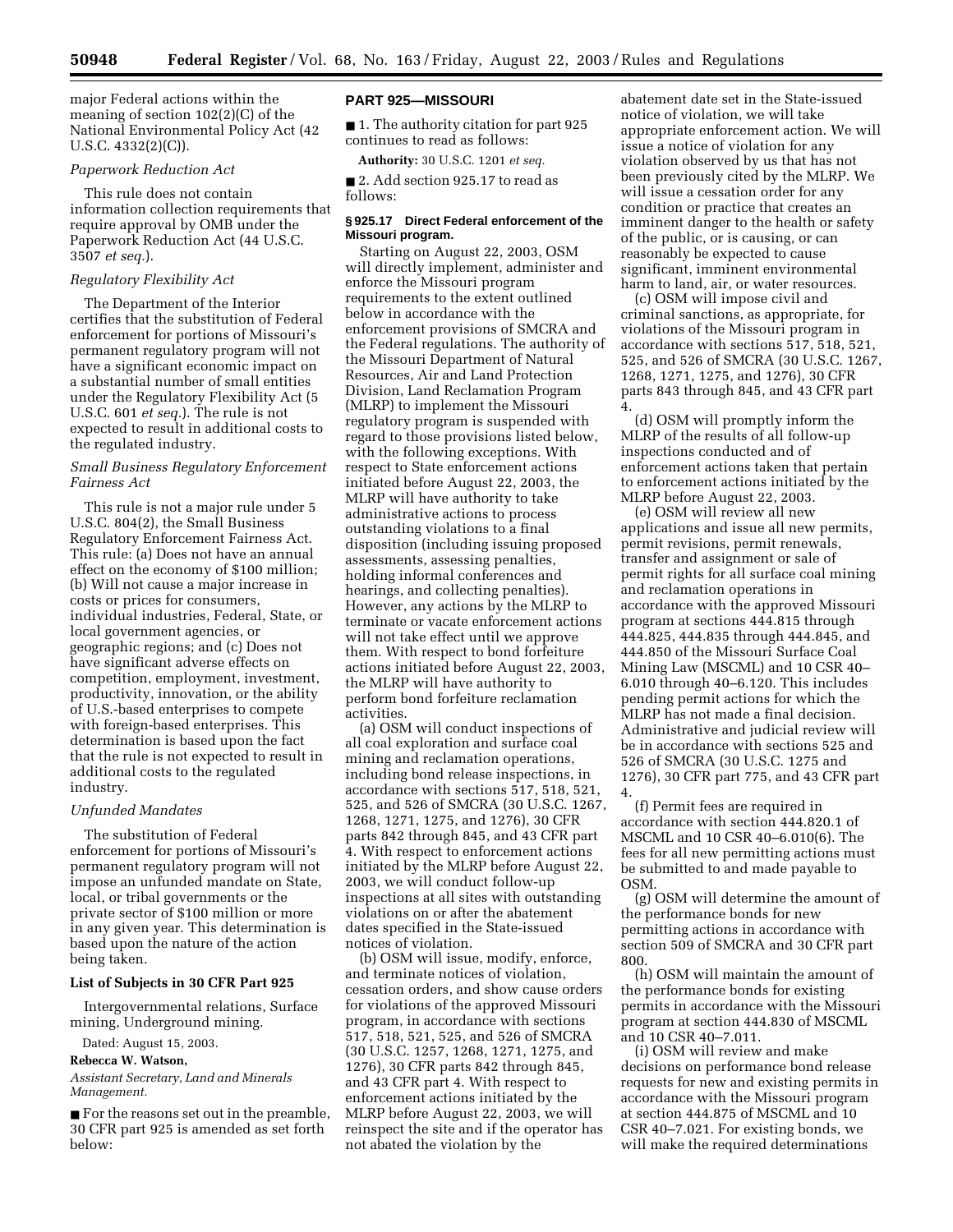major Federal actions within the meaning of section 102(2)(C) of the National Environmental Policy Act (42 U.S.C. 4332(2)(C)).

*Paperwork Reduction Act*

This rule does not contain information collection requirements that require approval by OMB under the Paperwork Reduction Act (44 U.S.C. 3507 *et seq.*).

*Regulatory Flexibility Act*

The Department of the Interior certifies that the substitution of Federal enforcement for portions of Missouri's permanent regulatory program will not have a significant economic impact on a substantial number of small entities under the Regulatory Flexibility Act (5 U.S.C. 601 *et seq.*). The rule is not expected to result in additional costs to the regulated industry.

*Small Business Regulatory Enforcement Fairness Act*

This rule is not a major rule under 5 U.S.C. 804(2), the Small Business Regulatory Enforcement Fairness Act. This rule: (a) Does not have an annual effect on the economy of $100 million; (b) Will not cause a major increase in costs or prices for consumers, individual industries, Federal, State, or local government agencies, or geographic regions; and (c) Does not have significant adverse effects on competition, employment, investment, productivity, innovation, or the ability of U.S.-based enterprises to compete with foreign-based enterprises. This determination is based upon the fact that the rule is not expected to result in additional costs to the regulated industry.

*Unfunded Mandates*

The substitution of Federal enforcement for portions of Missouri's permanent regulatory program will not impose an unfunded mandate on State, local, or tribal governments or the private sector of $100 million or more in any given year. This determination is based upon the nature of the action being taken.

**List of Subjects in 30 CFR Part 925**

Intergovernmental relations, Surface mining, Underground mining.

Dated: August 15, 2003.

**Rebecca W. Watson,**

*Assistant Secretary, Land and Minerals Management.*

■ For the reasons set out in the preamble, 30 CFR part 925 is amended as set forth below:

## PART 925—MISSOURI

■ 1. The authority citation for part 925 continues to read as follows:

**Authority:** 30 U.S.C. 1201 *et seq.*

■ 2. Add section 925.17 to read as follows:

### § 925.17 Direct Federal enforcement of the Missouri program.

Starting on August 22, 2003, OSM will directly implement, administer and enforce the Missouri program requirements to the extent outlined below in accordance with the enforcement provisions of SMCRA and the Federal regulations. The authority of the Missouri Department of Natural Resources, Air and Land Protection Division, Land Reclamation Program (MLRP) to implement the Missouri regulatory program is suspended with regard to those provisions listed below, with the following exceptions. With respect to State enforcement actions initiated before August 22, 2003, the MLRP will have authority to take administrative actions to process outstanding violations to a final disposition (including issuing proposed assessments, assessing penalties, holding informal conferences and hearings, and collecting penalties). However, any actions by the MLRP to terminate or vacate enforcement actions will not take effect until we approve them. With respect to bond forfeiture actions initiated before August 22, 2003, the MLRP will have authority to perform bond forfeiture reclamation activities.

(a) OSM will conduct inspections of all coal exploration and surface coal mining and reclamation operations, including bond release inspections, in accordance with sections 517, 518, 521, 525, and 526 of SMCRA (30 U.S.C. 1267, 1268, 1271, 1275, and 1276), 30 CFR parts 842 through 845, and 43 CFR part 4. With respect to enforcement actions initiated by the MLRP before August 22, 2003, we will conduct follow-up inspections at all sites with outstanding violations on or after the abatement dates specified in the State-issued notices of violation.

(b) OSM will issue, modify, enforce, and terminate notices of violation, cessation orders, and show cause orders for violations of the approved Missouri program, in accordance with sections 517, 518, 521, 525, and 526 of SMCRA (30 U.S.C. 1257, 1268, 1271, 1275, and 1276), 30 CFR parts 842 through 845, and 43 CFR part 4. With respect to enforcement actions initiated by the MLRP before August 22, 2003, we will reinspect the site and if the operator has not abated the violation by the abatement date set in the State-issued notice of violation, we will take appropriate enforcement action. We will issue a notice of violation for any violation observed by us that has not been previously cited by the MLRP. We will issue a cessation order for any condition or practice that creates an imminent danger to the health or safety of the public, or is causing, or can reasonably be expected to cause significant, imminent environmental harm to land, air, or water resources.

(c) OSM will impose civil and criminal sanctions, as appropriate, for violations of the Missouri program in accordance with sections 517, 518, 521, 525, and 526 of SMCRA (30 U.S.C. 1267, 1268, 1271, 1275, and 1276), 30 CFR parts 843 through 845, and 43 CFR part 4.

(d) OSM will promptly inform the MLRP of the results of all follow-up inspections conducted and of enforcement actions taken that pertain to enforcement actions initiated by the MLRP before August 22, 2003.

(e) OSM will review all new applications and issue all new permits, permit revisions, permit renewals, transfer and assignment or sale of permit rights for all surface coal mining and reclamation operations in accordance with the approved Missouri program at sections 444.815 through 444.825, 444.835 through 444.845, and 444.850 of the Missouri Surface Coal Mining Law (MSCML) and 10 CSR 40–6.010 through 40–6.120. This includes pending permit actions for which the MLRP has not made a final decision. Administrative and judicial review will be in accordance with sections 525 and 526 of SMCRA (30 U.S.C. 1275 and 1276), 30 CFR part 775, and 43 CFR part 4.

(f) Permit fees are required in accordance with section 444.820.1 of MSCML and 10 CSR 40–6.010(6). The fees for all new permitting actions must be submitted to and made payable to OSM.

(g) OSM will determine the amount of the performance bonds for new permitting actions in accordance with section 509 of SMCRA and 30 CFR part 800.

(h) OSM will maintain the amount of the performance bonds for existing permits in accordance with the Missouri program at section 444.830 of MSCML and 10 CSR 40–7.011.

(i) OSM will review and make decisions on performance bond release requests for new and existing permits in accordance with the Missouri program at section 444.875 of MSCML and 10 CSR 40–7.021. For existing bonds, we will make the required determinations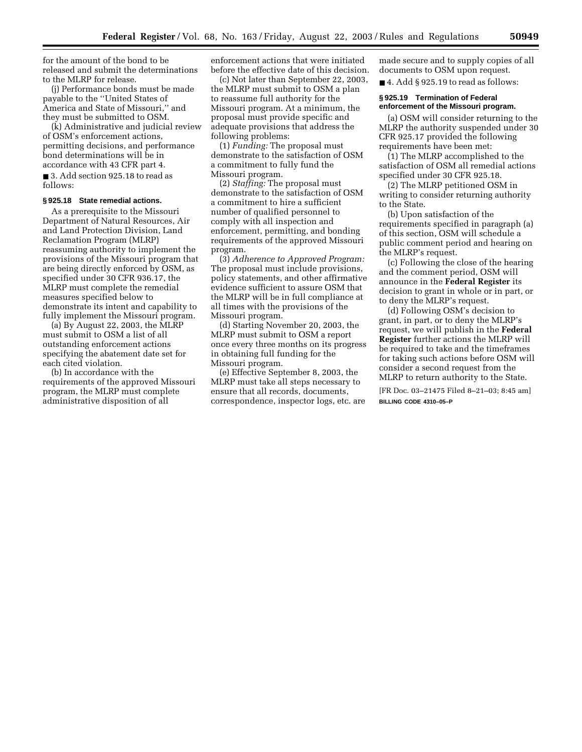for the amount of the bond to be released and submit the determinations to the MLRP for release.

(j) Performance bonds must be made payable to the ''United States of America and State of Missouri,'' and they must be submitted to OSM.

(k) Administrative and judicial review of OSM's enforcement actions, permitting decisions, and performance bond determinations will be in accordance with 43 CFR part 4.

■ 3. Add section 925.18 to read as follows:

### § 925.18 State remedial actions.

As a prerequisite to the Missouri Department of Natural Resources, Air and Land Protection Division, Land Reclamation Program (MLRP) reassuming authority to implement the provisions of the Missouri program that are being directly enforced by OSM, as specified under 30 CFR 936.17, the MLRP must complete the remedial measures specified below to demonstrate its intent and capability to fully implement the Missouri program.

(a) By August 22, 2003, the MLRP must submit to OSM a list of all outstanding enforcement actions specifying the abatement date set for each cited violation.

(b) In accordance with the requirements of the approved Missouri program, the MLRP must complete administrative disposition of all enforcement actions that were initiated before the effective date of this decision.

(c) Not later than September 22, 2003, the MLRP must submit to OSM a plan to reassume full authority for the Missouri program. At a minimum, the proposal must provide specific and adequate provisions that address the following problems:

(1) *Funding:* The proposal must demonstrate to the satisfaction of OSM a commitment to fully fund the Missouri program.

(2) *Staffing:* The proposal must demonstrate to the satisfaction of OSM a commitment to hire a sufficient number of qualified personnel to comply with all inspection and enforcement, permitting, and bonding requirements of the approved Missouri program.

(3) *Adherence to Approved Program:* The proposal must include provisions, policy statements, and other affirmative evidence sufficient to assure OSM that the MLRP will be in full compliance at all times with the provisions of the Missouri program.

(d) Starting November 20, 2003, the MLRP must submit to OSM a report once every three months on its progress in obtaining full funding for the Missouri program.

(e) Effective September 8, 2003, the MLRP must take all steps necessary to ensure that all records, documents, correspondence, inspector logs, etc. are made secure and to supply copies of all documents to OSM upon request.

■ 4. Add § 925.19 to read as follows:

### § 925.19 Termination of Federal enforcement of the Missouri program.

(a) OSM will consider returning to the MLRP the authority suspended under 30 CFR 925.17 provided the following requirements have been met:

(1) The MLRP accomplished to the satisfaction of OSM all remedial actions specified under 30 CFR 925.18.

(2) The MLRP petitioned OSM in writing to consider returning authority to the State.

(b) Upon satisfaction of the requirements specified in paragraph (a) of this section, OSM will schedule a public comment period and hearing on the MLRP's request.

(c) Following the close of the hearing and the comment period, OSM will announce in the **Federal Register** its decision to grant in whole or in part, or to deny the MLRP's request.

(d) Following OSM's decision to grant, in part, or to deny the MLRP's request, we will publish in the **Federal Register** further actions the MLRP will be required to take and the timeframes for taking such actions before OSM will consider a second request from the MLRP to return authority to the State.

[FR Doc. 03–21475 Filed 8–21–03; 8:45 am]

**BILLING CODE 4310–05–P**